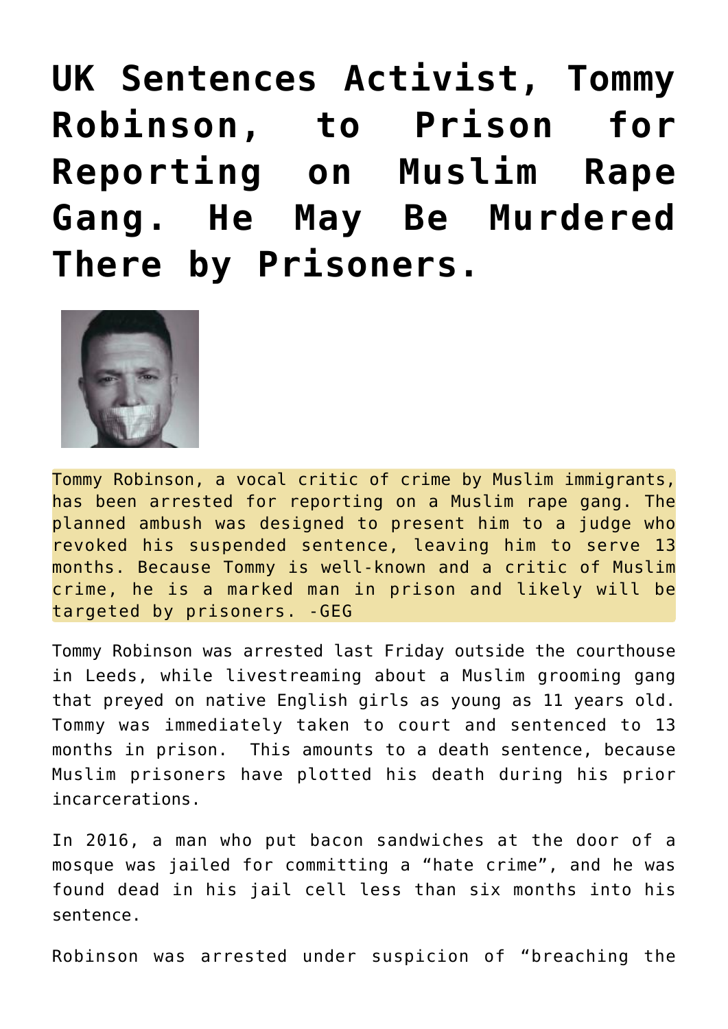# UK Sentences Activist, Tommy Robinson, to Prison for Reporting on Muslim Rape Gang. He May Be Murdered There by Prisoners.

Tommy Robinson, a vocal critic of crime by Muslim immigrants, has been arrested for reporting on a Muslim rape gang. The planned ambush was designed to present him to a judge who revoked his suspended sentence, leaving him to serve 13 months. Because Tommy is well-known and a critic of Muslim crime, he is a marked man in prison and likely will be targeted by prisoners. -GEG

Tommy Robinson was arrested last Friday outside the courthouse in Leeds, while livestreaming about a Muslim grooming gang that preyed on native English girls as young as 11 years old. Tommy was immediately taken to court and sentenced to 13 months in prison. This amounts to a death sentence, because Muslim prisoners have plotted his death during his prior incarcerations.

In 2016, a man who put bacon sandwiches at the door of a mosque was jailed for committing a "hate crime", and he was found dead in his jail cell less than six months into his sentence.

Robinson was arrested under suspicion of "breaching the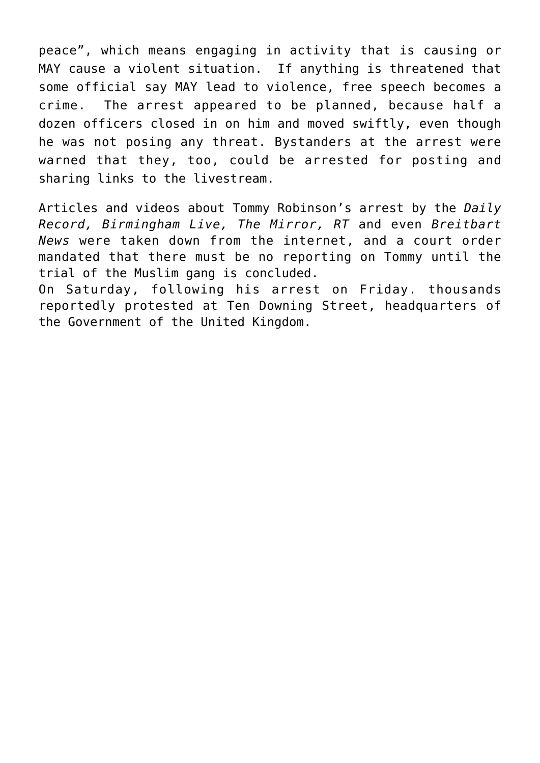peace", which means engaging in activity that is causing or MAY cause a violent situation. If anything is threatened that some official say MAY lead to violence, free speech becomes a crime. The arrest appeared to be planned, because half a dozen officers closed in on him and moved swiftly, even though he was not posing any threat. Bystanders at the arrest were warned that they, too, could be arrested for posting and sharing links to the livestream.

Articles and videos about Tommy Robinson's arrest by the *Daily Record, Birmingham Live, The Mirror, RT* and even *Breitbart News* were taken down from the internet, and a court order mandated that there must be no reporting on Tommy until the trial of the Muslim gang is concluded.
On Saturday, following his arrest on Friday. thousands reportedly protested at Ten Downing Street, headquarters of the Government of the United Kingdom.